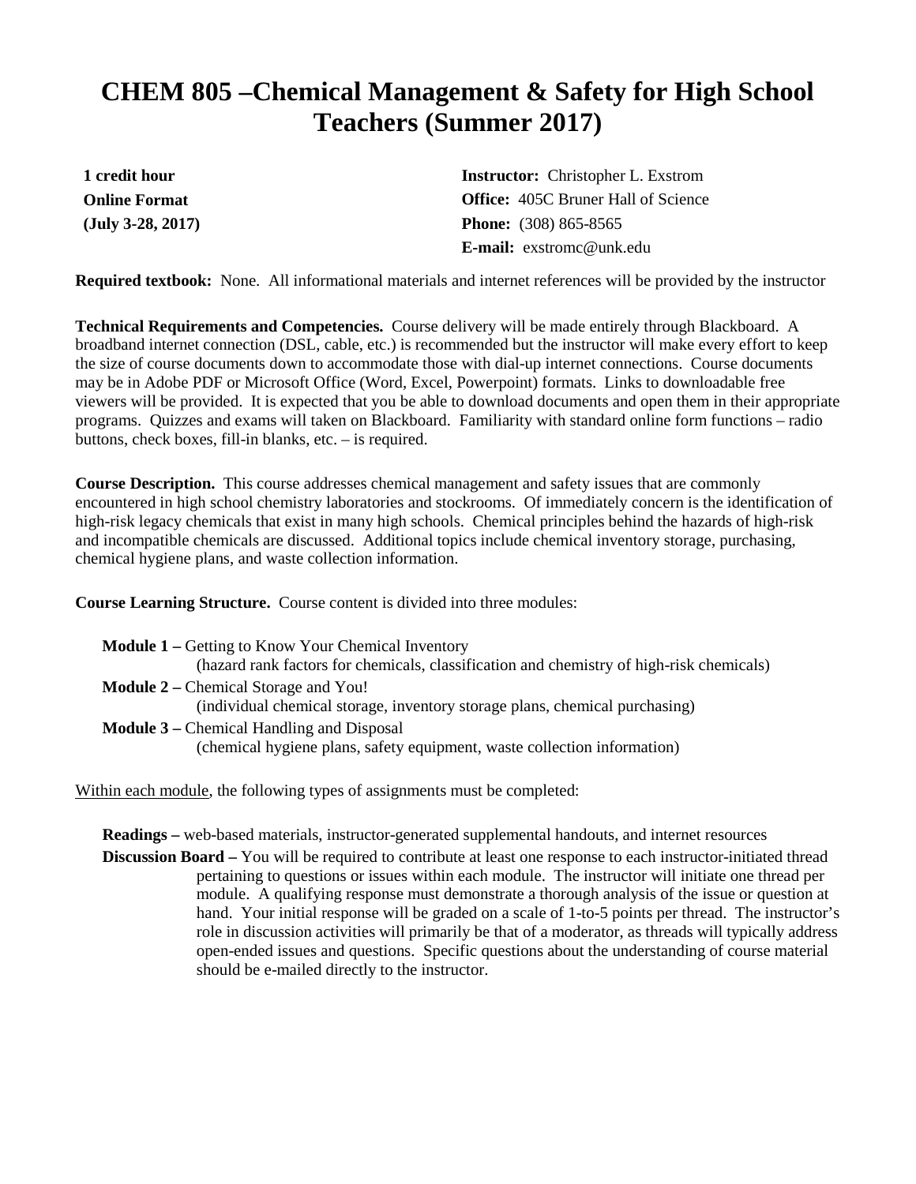# CHEM 805 –Chemical Management & Safety for High School Teachers (Summer 2017)

**1 credit hour**
**Online Format**
**(July 3-28, 2017)**

**Instructor:** Christopher L. Exstrom
**Office:** 405C Bruner Hall of Science
**Phone:** (308) 865-8565
**E-mail:** exstromc@unk.edu

**Required textbook:** None. All informational materials and internet references will be provided by the instructor

**Technical Requirements and Competencies.** Course delivery will be made entirely through Blackboard. A broadband internet connection (DSL, cable, etc.) is recommended but the instructor will make every effort to keep the size of course documents down to accommodate those with dial-up internet connections. Course documents may be in Adobe PDF or Microsoft Office (Word, Excel, Powerpoint) formats. Links to downloadable free viewers will be provided. It is expected that you be able to download documents and open them in their appropriate programs. Quizzes and exams will taken on Blackboard. Familiarity with standard online form functions – radio buttons, check boxes, fill-in blanks, etc. – is required.

**Course Description.** This course addresses chemical management and safety issues that are commonly encountered in high school chemistry laboratories and stockrooms. Of immediately concern is the identification of high-risk legacy chemicals that exist in many high schools. Chemical principles behind the hazards of high-risk and incompatible chemicals are discussed. Additional topics include chemical inventory storage, purchasing, chemical hygiene plans, and waste collection information.

**Course Learning Structure.** Course content is divided into three modules:

**Module 1 –** Getting to Know Your Chemical Inventory
(hazard rank factors for chemicals, classification and chemistry of high-risk chemicals)

**Module 2 –** Chemical Storage and You!
(individual chemical storage, inventory storage plans, chemical purchasing)

**Module 3 –** Chemical Handling and Disposal
(chemical hygiene plans, safety equipment, waste collection information)

Within each module, the following types of assignments must be completed:

**Readings –** web-based materials, instructor-generated supplemental handouts, and internet resources

**Discussion Board –** You will be required to contribute at least one response to each instructor-initiated thread pertaining to questions or issues within each module. The instructor will initiate one thread per module. A qualifying response must demonstrate a thorough analysis of the issue or question at hand. Your initial response will be graded on a scale of 1-to-5 points per thread. The instructor's role in discussion activities will primarily be that of a moderator, as threads will typically address open-ended issues and questions. Specific questions about the understanding of course material should be e-mailed directly to the instructor.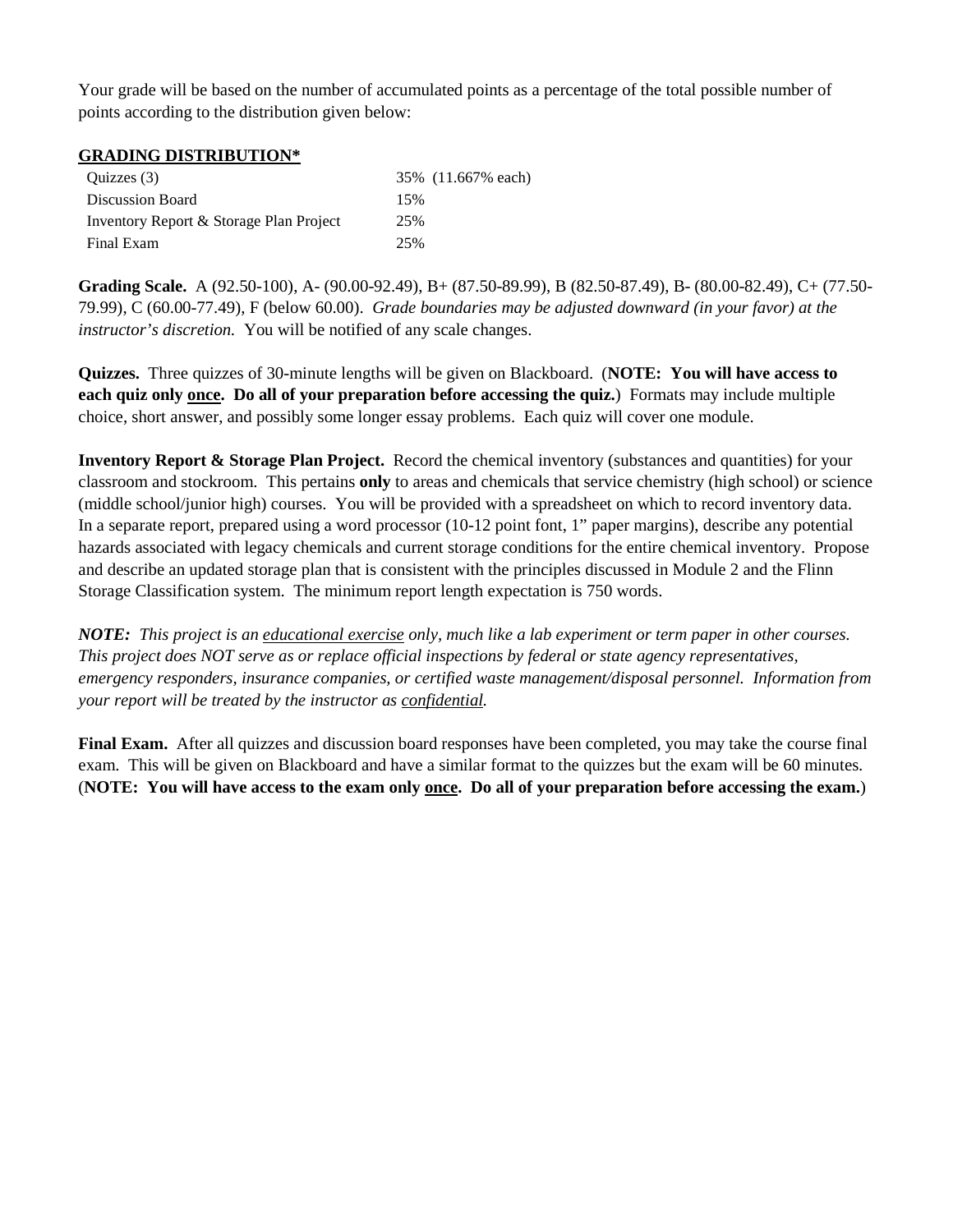Your grade will be based on the number of accumulated points as a percentage of the total possible number of points according to the distribution given below:

**GRADING DISTRIBUTION***

| | |
|---|---|
| Quizzes (3) | 35% (11.667% each) |
| Discussion Board | 15% |
| Inventory Report & Storage Plan Project | 25% |
| Final Exam | 25% |

**Grading Scale.** A (92.50-100), A- (90.00-92.49), B+ (87.50-89.99), B (82.50-87.49), B- (80.00-82.49), C+ (77.50-79.99), C (60.00-77.49), F (below 60.00). *Grade boundaries may be adjusted downward (in your favor) at the instructor's discretion.* You will be notified of any scale changes.

**Quizzes.** Three quizzes of 30-minute lengths will be given on Blackboard. (**NOTE: You will have access to each quiz only <u>once</u>. Do all of your preparation before accessing the quiz.**) Formats may include multiple choice, short answer, and possibly some longer essay problems. Each quiz will cover one module.

**Inventory Report & Storage Plan Project.** Record the chemical inventory (substances and quantities) for your classroom and stockroom. This pertains **only** to areas and chemicals that service chemistry (high school) or science (middle school/junior high) courses. You will be provided with a spreadsheet on which to record inventory data. In a separate report, prepared using a word processor (10-12 point font, 1" paper margins), describe any potential hazards associated with legacy chemicals and current storage conditions for the entire chemical inventory. Propose and describe an updated storage plan that is consistent with the principles discussed in Module 2 and the Flinn Storage Classification system. The minimum report length expectation is 750 words.

***NOTE:*** *This project is an <u>educational exercise</u> only, much like a lab experiment or term paper in other courses. This project does NOT serve as or replace official inspections by federal or state agency representatives, emergency responders, insurance companies, or certified waste management/disposal personnel. Information from your report will be treated by the instructor as <u>confidential</u>.*

**Final Exam.** After all quizzes and discussion board responses have been completed, you may take the course final exam. This will be given on Blackboard and have a similar format to the quizzes but the exam will be 60 minutes. (**NOTE: You will have access to the exam only <u>once</u>. Do all of your preparation before accessing the exam.**)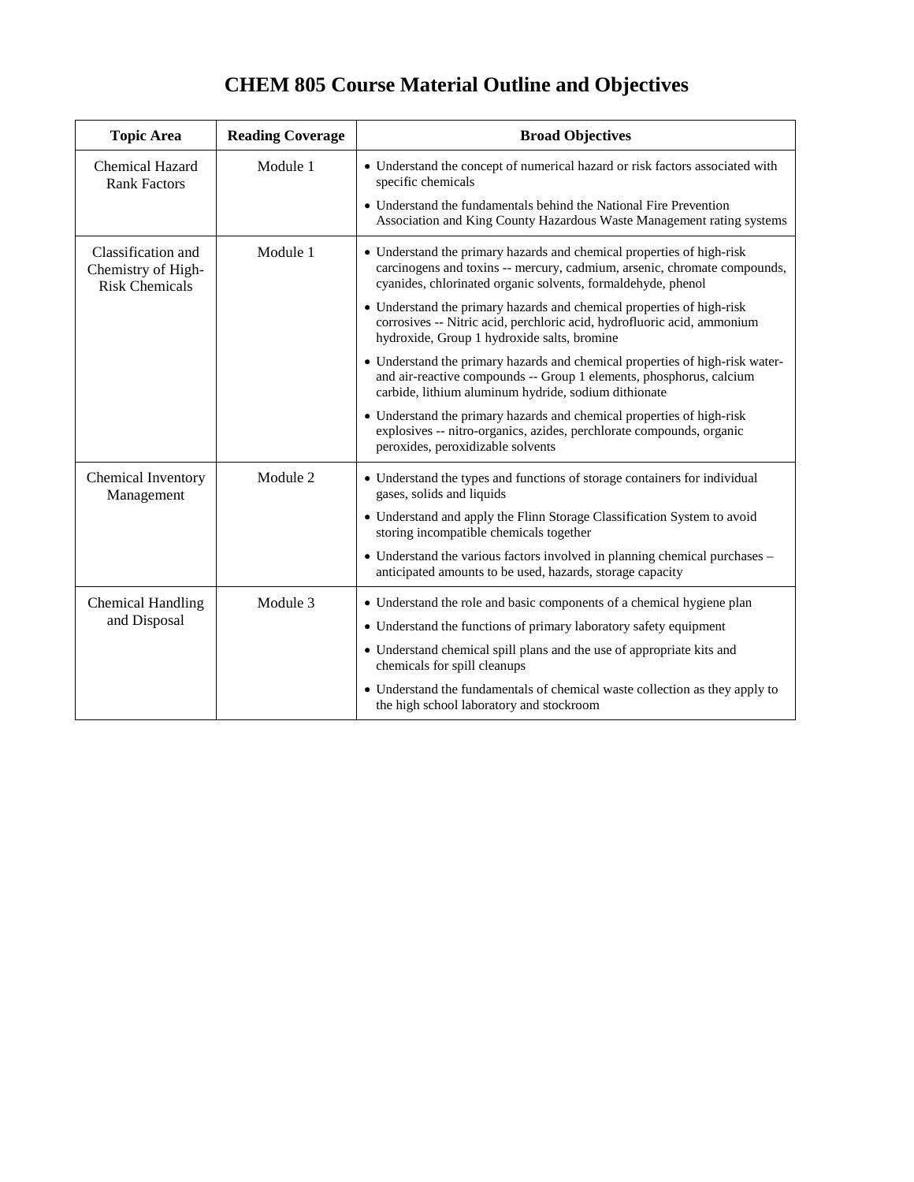# CHEM 805 Course Material Outline and Objectives

| Topic Area | Reading Coverage | Broad Objectives |
|---|---|---|
| Chemical Hazard Rank Factors | Module 1 | • Understand the concept of numerical hazard or risk factors associated with specific chemicals<br>• Understand the fundamentals behind the National Fire Prevention Association and King County Hazardous Waste Management rating systems |
| Classification and Chemistry of High-Risk Chemicals | Module 1 | • Understand the primary hazards and chemical properties of high-risk carcinogens and toxins -- mercury, cadmium, arsenic, chromate compounds, cyanides, chlorinated organic solvents, formaldehyde, phenol<br>• Understand the primary hazards and chemical properties of high-risk corrosives -- Nitric acid, perchloric acid, hydrofluoric acid, ammonium hydroxide, Group 1 hydroxide salts, bromine<br>• Understand the primary hazards and chemical properties of high-risk water- and air-reactive compounds -- Group 1 elements, phosphorus, calcium carbide, lithium aluminum hydride, sodium dithionate<br>• Understand the primary hazards and chemical properties of high-risk explosives -- nitro-organics, azides, perchlorate compounds, organic peroxides, peroxidizable solvents |
| Chemical Inventory Management | Module 2 | • Understand the types and functions of storage containers for individual gases, solids and liquids<br>• Understand and apply the Flinn Storage Classification System to avoid storing incompatible chemicals together<br>• Understand the various factors involved in planning chemical purchases – anticipated amounts to be used, hazards, storage capacity |
| Chemical Handling and Disposal | Module 3 | • Understand the role and basic components of a chemical hygiene plan<br>• Understand the functions of primary laboratory safety equipment<br>• Understand chemical spill plans and the use of appropriate kits and chemicals for spill cleanups<br>• Understand the fundamentals of chemical waste collection as they apply to the high school laboratory and stockroom |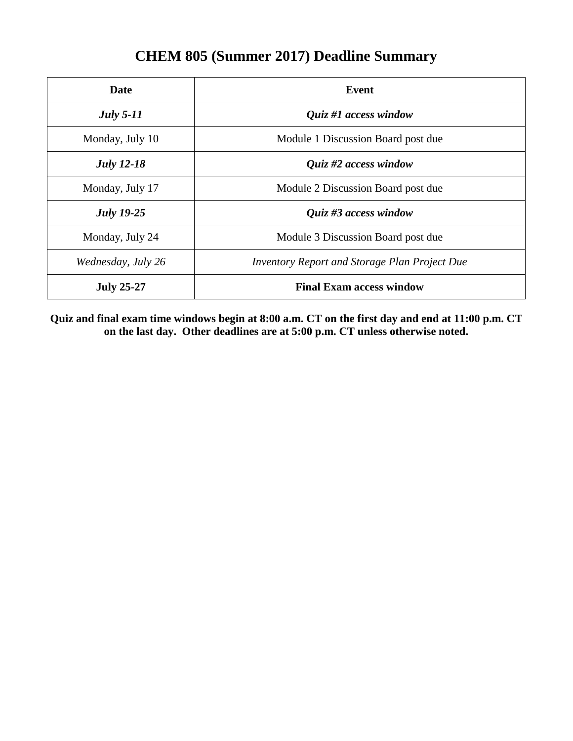# CHEM 805 (Summer 2017) Deadline Summary

| Date | Event |
| --- | --- |
| ***July 5-11*** | ***Quiz #1 access window*** |
| Monday, July 10 | Module 1 Discussion Board post due |
| ***July 12-18*** | ***Quiz #2 access window*** |
| Monday, July 17 | Module 2 Discussion Board post due |
| ***July 19-25*** | ***Quiz #3 access window*** |
| Monday, July 24 | Module 3 Discussion Board post due |
| *Wednesday, July 26* | *Inventory Report and Storage Plan Project Due* |
| **July 25-27** | **Final Exam access window** |

**Quiz and final exam time windows begin at 8:00 a.m. CT on the first day and end at 11:00 p.m. CT on the last day. Other deadlines are at 5:00 p.m. CT unless otherwise noted.**